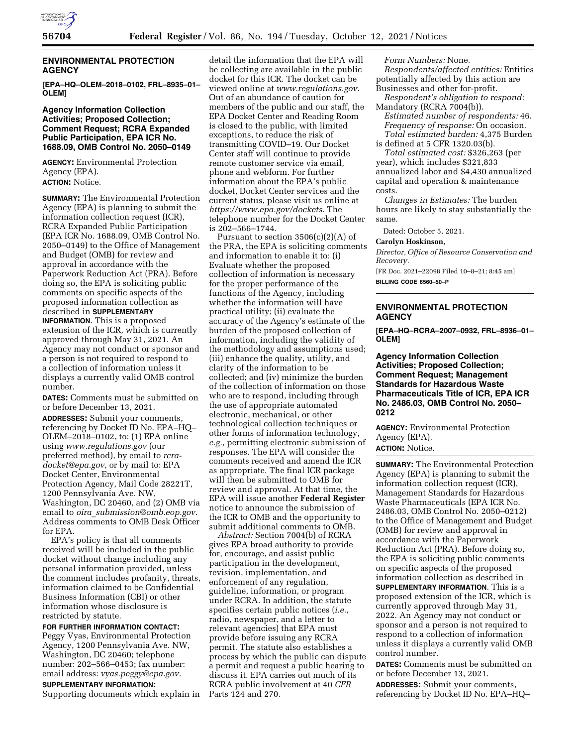## ENVIRONMENTAL PROTECTION AGENCY

**[EPA–HQ–OLEM–2018–0102, FRL–8935–01–OLEM]**

### Agency Information Collection Activities; Proposed Collection; Comment Request; RCRA Expanded Public Participation, EPA ICR No. 1688.09, OMB Control No. 2050–0149

**AGENCY:** Environmental Protection Agency (EPA).

**ACTION:** Notice.

**SUMMARY:** The Environmental Protection Agency (EPA) is planning to submit the information collection request (ICR), RCRA Expanded Public Participation (EPA ICR No. 1688.09, OMB Control No. 2050–0149) to the Office of Management and Budget (OMB) for review and approval in accordance with the Paperwork Reduction Act (PRA). Before doing so, the EPA is soliciting public comments on specific aspects of the proposed information collection as described in **SUPPLEMENTARY INFORMATION**. This is a proposed extension of the ICR, which is currently approved through May 31, 2021. An Agency may not conduct or sponsor and a person is not required to respond to a collection of information unless it displays a currently valid OMB control number.

**DATES:** Comments must be submitted on or before December 13, 2021.

**ADDRESSES:** Submit your comments, referencing by Docket ID No. EPA–HQ–OLEM–2018–0102, to: (1) EPA online using *www.regulations.gov* (our preferred method), by email to *rcra-docket@epa.gov,* or by mail to: EPA Docket Center, Environmental Protection Agency, Mail Code 28221T, 1200 Pennsylvania Ave. NW, Washington, DC 20460, and (2) OMB via email to *oira_submission@omb.eop.gov.* Address comments to OMB Desk Officer for EPA.

EPA's policy is that all comments received will be included in the public docket without change including any personal information provided, unless the comment includes profanity, threats, information claimed to be Confidential Business Information (CBI) or other information whose disclosure is restricted by statute.

**FOR FURTHER INFORMATION CONTACT:** Peggy Vyas, Environmental Protection Agency, 1200 Pennsylvania Ave. NW, Washington, DC 20460; telephone number: 202–566–0453; fax number: email address: *vyas.peggy@epa.gov.*

**SUPPLEMENTARY INFORMATION:** Supporting documents which explain in detail the information that the EPA will be collecting are available in the public docket for this ICR. The docket can be viewed online at *www.regulations.gov.* Out of an abundance of caution for members of the public and our staff, the EPA Docket Center and Reading Room is closed to the public, with limited exceptions, to reduce the risk of transmitting COVID–19. Our Docket Center staff will continue to provide remote customer service via email, phone and webform. For further information about the EPA's public docket, Docket Center services and the current status, please visit us online at *https://www.epa.gov/dockets.* The telephone number for the Docket Center is 202–566–1744.

Pursuant to section 3506(c)(2)(A) of the PRA, the EPA is soliciting comments and information to enable it to: (i) Evaluate whether the proposed collection of information is necessary for the proper performance of the functions of the Agency, including whether the information will have practical utility; (ii) evaluate the accuracy of the Agency's estimate of the burden of the proposed collection of information, including the validity of the methodology and assumptions used; (iii) enhance the quality, utility, and clarity of the information to be collected; and (iv) minimize the burden of the collection of information on those who are to respond, including through the use of appropriate automated electronic, mechanical, or other technological collection techniques or other forms of information technology, *e.g.,* permitting electronic submission of responses. The EPA will consider the comments received and amend the ICR as appropriate. The final ICR package will then be submitted to OMB for review and approval. At that time, the EPA will issue another **Federal Register** notice to announce the submission of the ICR to OMB and the opportunity to submit additional comments to OMB.

*Abstract:* Section 7004(b) of RCRA gives EPA broad authority to provide for, encourage, and assist public participation in the development, revision, implementation, and enforcement of any regulation, guideline, information, or program under RCRA. In addition, the statute specifies certain public notices (*i.e.,* radio, newspaper, and a letter to relevant agencies) that EPA must provide before issuing any RCRA permit. The statute also establishes a process by which the public can dispute a permit and request a public hearing to discuss it. EPA carries out much of its RCRA public involvement at 40 *CFR* Parts 124 and 270.

*Form Numbers:* None.

*Respondents/affected entities:* Entities potentially affected by this action are Businesses and other for-profit.

*Respondent's obligation to respond:* Mandatory (RCRA 7004(b)).

*Estimated number of respondents:* 46.

*Frequency of response:* On occasion.

*Total estimated burden:* 4,375 Burden is defined at 5 CFR 1320.03(b).

*Total estimated cost:* $326,263 (per year), which includes $321,833 annualized labor and $4,430 annualized capital and operation & maintenance costs.

*Changes in Estimates:* The burden hours are likely to stay substantially the same.

Dated: October 5, 2021.

**Carolyn Hoskinson,**

*Director, Office of Resource Conservation and Recovery.*

[FR Doc. 2021–22098 Filed 10–8–21; 8:45 am]

**BILLING CODE 6560–50–P**

---

## ENVIRONMENTAL PROTECTION AGENCY

**[EPA–HQ–RCRA–2007–0932, FRL–8936–01–OLEM]**

### Agency Information Collection Activities; Proposed Collection; Comment Request; Management Standards for Hazardous Waste Pharmaceuticals Title of ICR, EPA ICR No. 2486.03, OMB Control No. 2050–0212

**AGENCY:** Environmental Protection Agency (EPA).

**ACTION:** Notice.

**SUMMARY:** The Environmental Protection Agency (EPA) is planning to submit the information collection request (ICR), Management Standards for Hazardous Waste Pharmaceuticals (EPA ICR No. 2486.03, OMB Control No. 2050–0212) to the Office of Management and Budget (OMB) for review and approval in accordance with the Paperwork Reduction Act (PRA). Before doing so, the EPA is soliciting public comments on specific aspects of the proposed information collection as described in **SUPPLEMENTARY INFORMATION**. This is a proposed extension of the ICR, which is currently approved through May 31, 2022. An Agency may not conduct or sponsor and a person is not required to respond to a collection of information unless it displays a currently valid OMB control number.

**DATES:** Comments must be submitted on or before December 13, 2021.

**ADDRESSES:** Submit your comments, referencing by Docket ID No. EPA–HQ–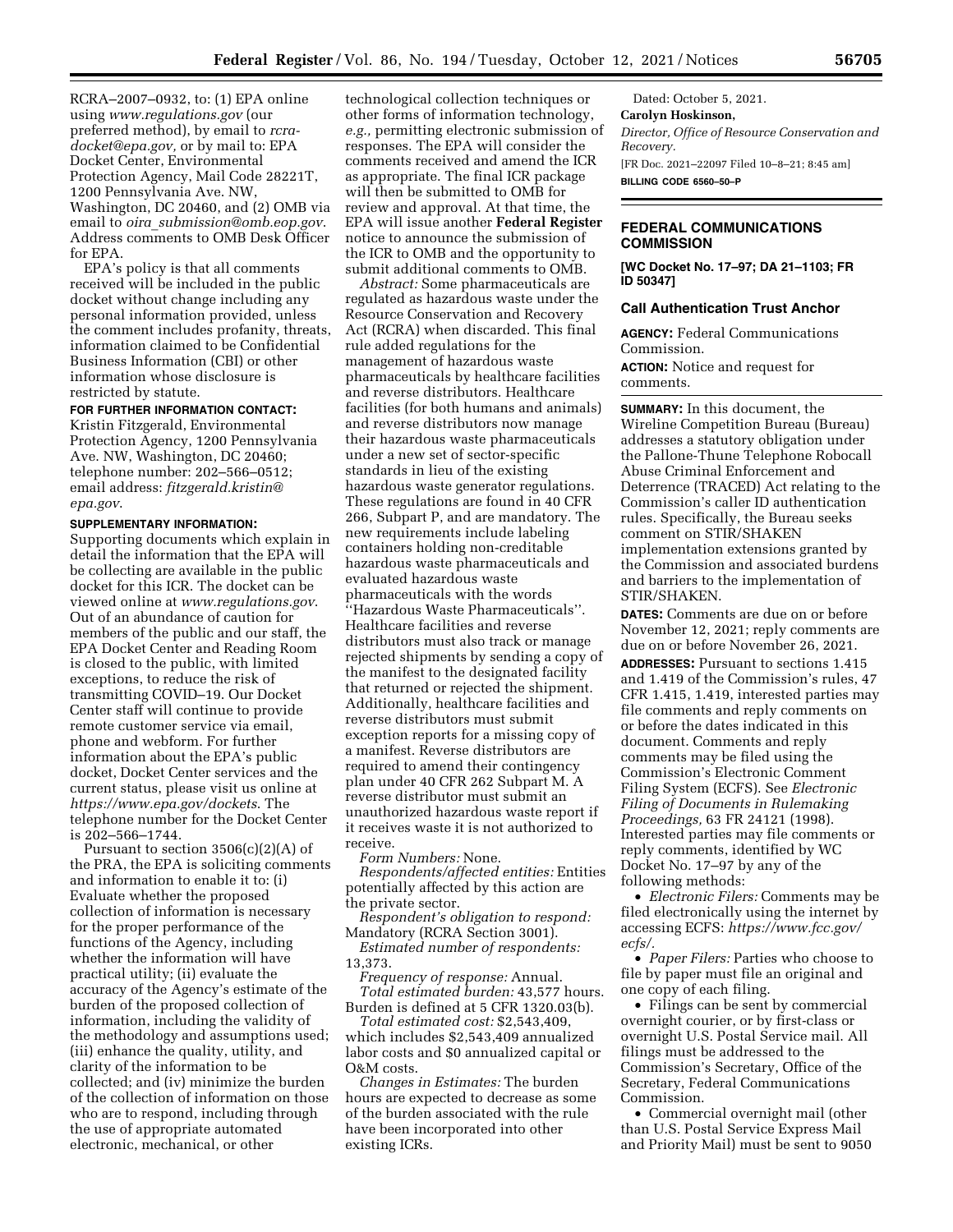RCRA–2007–0932, to: (1) EPA online using *www.regulations.gov* (our preferred method), by email to *rcra-docket@epa.gov,* or by mail to: EPA Docket Center, Environmental Protection Agency, Mail Code 28221T, 1200 Pennsylvania Ave. NW, Washington, DC 20460, and (2) OMB via email to *oira_submission@omb.eop.gov*. Address comments to OMB Desk Officer for EPA.

EPA's policy is that all comments received will be included in the public docket without change including any personal information provided, unless the comment includes profanity, threats, information claimed to be Confidential Business Information (CBI) or other information whose disclosure is restricted by statute.

**FOR FURTHER INFORMATION CONTACT:** Kristin Fitzgerald, Environmental Protection Agency, 1200 Pennsylvania Ave. NW, Washington, DC 20460; telephone number: 202–566–0512; email address: *fitzgerald.kristin@epa.gov*.

**SUPPLEMENTARY INFORMATION:** Supporting documents which explain in detail the information that the EPA will be collecting are available in the public docket for this ICR. The docket can be viewed online at *www.regulations.gov*. Out of an abundance of caution for members of the public and our staff, the EPA Docket Center and Reading Room is closed to the public, with limited exceptions, to reduce the risk of transmitting COVID–19. Our Docket Center staff will continue to provide remote customer service via email, phone and webform. For further information about the EPA's public docket, Docket Center services and the current status, please visit us online at *https://www.epa.gov/dockets*. The telephone number for the Docket Center is 202–566–1744.

Pursuant to section 3506(c)(2)(A) of the PRA, the EPA is soliciting comments and information to enable it to: (i) Evaluate whether the proposed collection of information is necessary for the proper performance of the functions of the Agency, including whether the information will have practical utility; (ii) evaluate the accuracy of the Agency's estimate of the burden of the proposed collection of information, including the validity of the methodology and assumptions used; (iii) enhance the quality, utility, and clarity of the information to be collected; and (iv) minimize the burden of the collection of information on those who are to respond, including through the use of appropriate automated electronic, mechanical, or other technological collection techniques or other forms of information technology, *e.g.,* permitting electronic submission of responses. The EPA will consider the comments received and amend the ICR as appropriate. The final ICR package will then be submitted to OMB for review and approval. At that time, the EPA will issue another **Federal Register** notice to announce the submission of the ICR to OMB and the opportunity to submit additional comments to OMB.

*Abstract:* Some pharmaceuticals are regulated as hazardous waste under the Resource Conservation and Recovery Act (RCRA) when discarded. This final rule added regulations for the management of hazardous waste pharmaceuticals by healthcare facilities and reverse distributors. Healthcare facilities (for both humans and animals) and reverse distributors now manage their hazardous waste pharmaceuticals under a new set of sector-specific standards in lieu of the existing hazardous waste generator regulations. These regulations are found in 40 CFR 266, Subpart P, and are mandatory. The new requirements include labeling containers holding non-creditable hazardous waste pharmaceuticals and evaluated hazardous waste pharmaceuticals with the words ''Hazardous Waste Pharmaceuticals''. Healthcare facilities and reverse distributors must also track or manage rejected shipments by sending a copy of the manifest to the designated facility that returned or rejected the shipment. Additionally, healthcare facilities and reverse distributors must submit exception reports for a missing copy of a manifest. Reverse distributors are required to amend their contingency plan under 40 CFR 262 Subpart M. A reverse distributor must submit an unauthorized hazardous waste report if it receives waste it is not authorized to receive.

*Form Numbers:* None.

*Respondents/affected entities:* Entities potentially affected by this action are the private sector.

*Respondent's obligation to respond:* Mandatory (RCRA Section 3001).

*Estimated number of respondents:* 13,373.

*Frequency of response:* Annual.

*Total estimated burden:* 43,577 hours. Burden is defined at 5 CFR 1320.03(b).

*Total estimated cost:* $2,543,409, which includes $2,543,409 annualized labor costs and $0 annualized capital or O&M costs.

*Changes in Estimates:* The burden hours are expected to decrease as some of the burden associated with the rule have been incorporated into other existing ICRs.

Dated: October 5, 2021.

**Carolyn Hoskinson,**

*Director, Office of Resource Conservation and Recovery.*

[FR Doc. 2021–22097 Filed 10–8–21; 8:45 am]

**BILLING CODE 6560–50–P**

## FEDERAL COMMUNICATIONS COMMISSION

**[WC Docket No. 17–97; DA 21–1103; FR ID 50347]**

### Call Authentication Trust Anchor

**AGENCY:** Federal Communications Commission.

**ACTION:** Notice and request for comments.

**SUMMARY:** In this document, the Wireline Competition Bureau (Bureau) addresses a statutory obligation under the Pallone-Thune Telephone Robocall Abuse Criminal Enforcement and Deterrence (TRACED) Act relating to the Commission's caller ID authentication rules. Specifically, the Bureau seeks comment on STIR/SHAKEN implementation extensions granted by the Commission and associated burdens and barriers to the implementation of STIR/SHAKEN.

**DATES:** Comments are due on or before November 12, 2021; reply comments are due on or before November 26, 2021.

**ADDRESSES:** Pursuant to sections 1.415 and 1.419 of the Commission's rules, 47 CFR 1.415, 1.419, interested parties may file comments and reply comments on or before the dates indicated in this document. Comments and reply comments may be filed using the Commission's Electronic Comment Filing System (ECFS). See *Electronic Filing of Documents in Rulemaking Proceedings,* 63 FR 24121 (1998). Interested parties may file comments or reply comments, identified by WC Docket No. 17–97 by any of the following methods:

- *Electronic Filers:* Comments may be filed electronically using the internet by accessing ECFS: *https://www.fcc.gov/ecfs/.*
- *Paper Filers:* Parties who choose to file by paper must file an original and one copy of each filing.
- Filings can be sent by commercial overnight courier, or by first-class or overnight U.S. Postal Service mail. All filings must be addressed to the Commission's Secretary, Office of the Secretary, Federal Communications Commission.
- Commercial overnight mail (other than U.S. Postal Service Express Mail and Priority Mail) must be sent to 9050